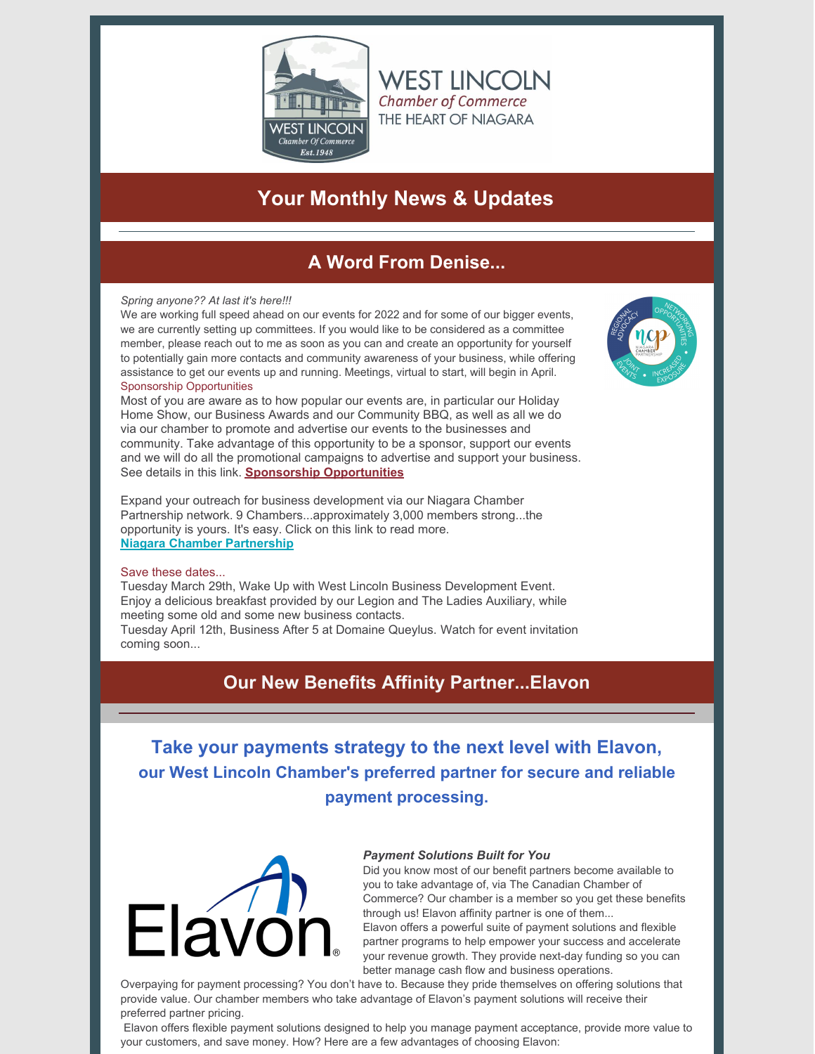WEST LINCOLN
*Chamber of Commerce*
THE HEART OF NIAGARA

## Your Monthly News & Updates

## A Word From Denise...

*Spring anyone?? At last it's here!!!*
We are working full speed ahead on our events for 2022 and for some of our bigger events, we are currently setting up committees. If you would like to be considered as a committee member, please reach out to me as soon as you can and create an opportunity for yourself to potentially gain more contacts and community awareness of your business, while offering assistance to get our events up and running. Meetings, virtual to start, will begin in April.

Sponsorship Opportunities

Most of you are aware as to how popular our events are, in particular our Holiday Home Show, our Business Awards and our Community BBQ, as well as all we do via our chamber to promote and advertise our events to the businesses and community. Take advantage of this opportunity to be a sponsor, support our events and we will do all the promotional campaigns to advertise and support your business. See details in this link. **Sponsorship Opportunities**

Expand your outreach for business development via our Niagara Chamber Partnership network. 9 Chambers...approximately 3,000 members strong...the opportunity is yours. It's easy. Click on this link to read more.
**Niagara Chamber Partnership**

Save these dates...

Tuesday March 29th, Wake Up with West Lincoln Business Development Event. Enjoy a delicious breakfast provided by our Legion and The Ladies Auxiliary, while meeting some old and some new business contacts.
Tuesday April 12th, Business After 5 at Domaine Queylus. Watch for event invitation coming soon...

## Our New Benefits Affinity Partner...Elavon

### Take your payments strategy to the next level with Elavon, our West Lincoln Chamber's preferred partner for secure and reliable payment processing.

***Payment Solutions Built for You***

Did you know most of our benefit partners become available to you to take advantage of, via The Canadian Chamber of Commerce? Our chamber is a member so you get these benefits through us! Elavon affinity partner is one of them...
Elavon offers a powerful suite of payment solutions and flexible partner programs to help empower your success and accelerate your revenue growth. They provide next-day funding so you can better manage cash flow and business operations.
Overpaying for payment processing? You don't have to. Because they pride themselves on offering solutions that provide value. Our chamber members who take advantage of Elavon's payment solutions will receive their preferred partner pricing.
Elavon offers flexible payment solutions designed to help you manage payment acceptance, provide more value to your customers, and save money. How? Here are a few advantages of choosing Elavon: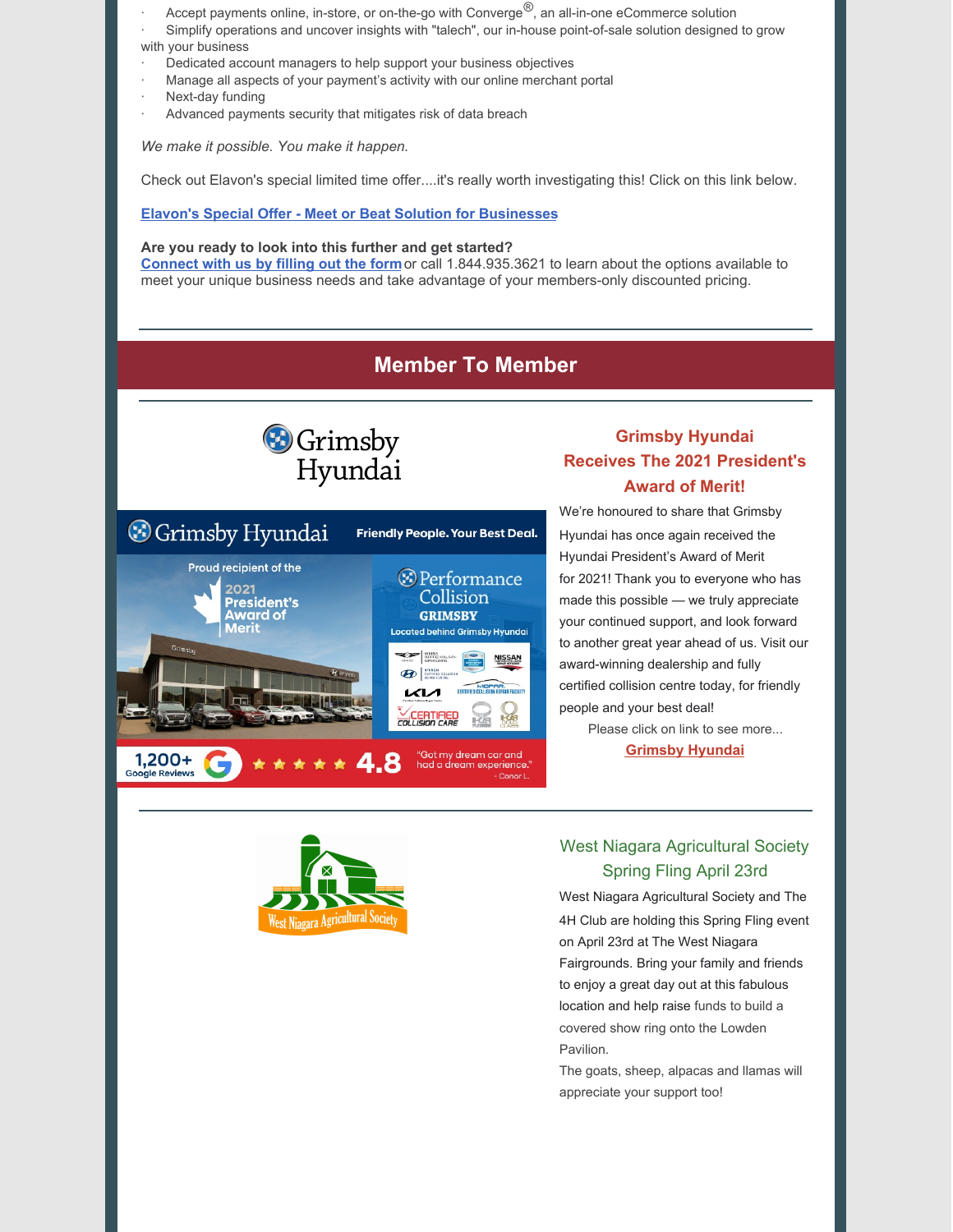- Accept payments online, in-store, or on-the-go with Converge®, an all-in-one eCommerce solution
- Simplify operations and uncover insights with "talech", our in-house point-of-sale solution designed to grow with your business
- Dedicated account managers to help support your business objectives
- Manage all aspects of your payment's activity with our online merchant portal
- Next-day funding
- Advanced payments security that mitigates risk of data breach

*We make it possible. You make it happen.*

Check out Elavon's special limited time offer....it's really worth investigating this! Click on this link below.

**Elavon's Special Offer - Meet or Beat Solution for Businesses**

**Are you ready to look into this further and get started?**
**Connect with us by filling out the form** or call 1.844.935.3621 to learn about the options available to meet your unique business needs and take advantage of your members-only discounted pricing.

## Member To Member

### Grimsby Hyundai Receives The 2021 President's Award of Merit!

We're honoured to share that Grimsby Hyundai has once again received the Hyundai President's Award of Merit for 2021! Thank you to everyone who has made this possible — we truly appreciate your continued support, and look forward to another great year ahead of us. Visit our award-winning dealership and fully certified collision centre today, for friendly people and your best deal!

Please click on link to see more...

**Grimsby Hyundai**

### West Niagara Agricultural Society Spring Fling April 23rd

West Niagara Agricultural Society and The 4H Club are holding this Spring Fling event on April 23rd at The West Niagara Fairgrounds. Bring your family and friends to enjoy a great day out at this fabulous location and help raise funds to build a covered show ring onto the Lowden Pavilion.

The goats, sheep, alpacas and llamas will appreciate your support too!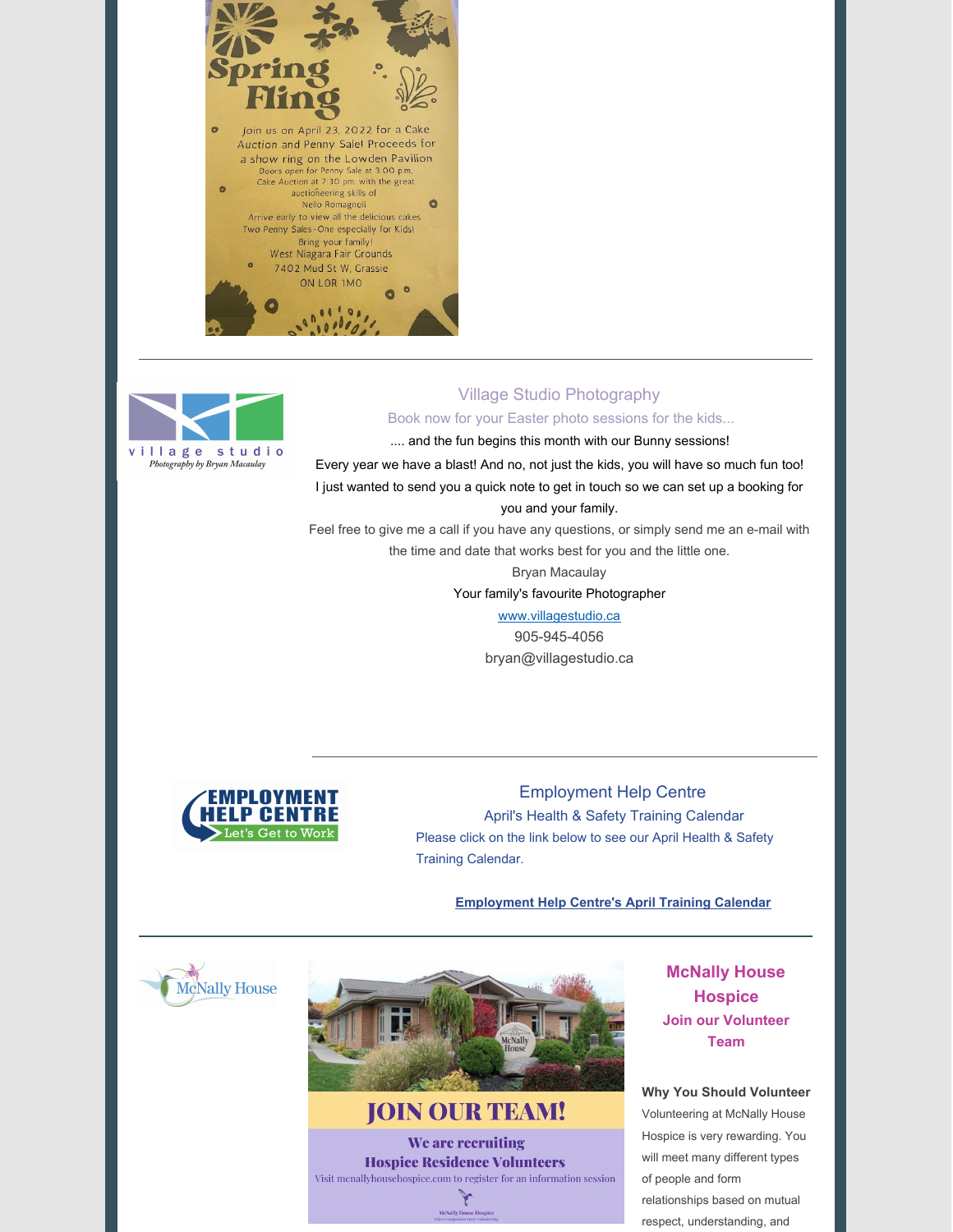# Spring Fling

Join us on April 23, 2022 for a Cake Auction and Penny Sale! Proceeds for a show ring on the Lowden Pavilion

Doors open for Penny Sale at 3:00 p.m.

Cake Auction at 7:30 pm. with the great auctioneering skills of Nello Romagnoli

Arrive early to view all the delicious cakes

Two Penny Sales - One especially for Kids!

Bring your family!

West Niagara Fair Grounds

7402 Mud St W, Grassie

ON L0R 1M0

---

village studio

*Photography by Bryan Macaulay*

## Village Studio Photography

### Book now for your Easter photo sessions for the kids...

.... and the fun begins this month with our Bunny sessions!

Every year we have a blast! And no, not just the kids, you will have so much fun too!

I just wanted to send you a quick note to get in touch so we can set up a booking for you and your family.

Feel free to give me a call if you have any questions, or simply send me an e-mail with the time and date that works best for you and the little one.

Bryan Macaulay

Your family's favourite Photographer

www.villagestudio.ca

905-945-4056

bryan@villagestudio.ca

---

EMPLOYMENT HELP CENTRE — Let's Get to Work

## Employment Help Centre

### April's Health & Safety Training Calendar

Please click on the link below to see our April Health & Safety Training Calendar.

**Employment Help Centre's April Training Calendar**

---

McNally House

JOIN OUR TEAM!

We are recruiting Hospice Residence Volunteers

Visit mcnallyhousehospice.com to register for an information session

## McNally House Hospice

### Join our Volunteer Team

**Why You Should Volunteer**

Volunteering at McNally House Hospice is very rewarding. You will meet many different types of people and form relationships based on mutual respect, understanding, and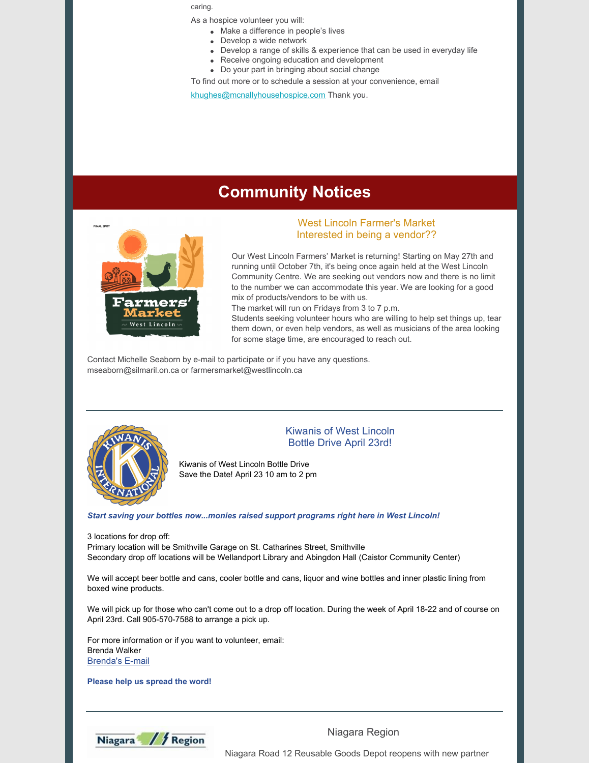caring.

As a hospice volunteer you will:

- Make a difference in people's lives
- Develop a wide network
- Develop a range of skills & experience that can be used in everyday life
- Receive ongoing education and development
- Do your part in bringing about social change

To find out more or to schedule a session at your convenience, email

khughes@mcnallyhousehospice.com Thank you.

# Community Notices

### West Lincoln Farmer's Market
### Interested in being a vendor??

Our West Lincoln Farmers' Market is returning! Starting on May 27th and running until October 7th, it's being once again held at the West Lincoln Community Centre. We are seeking out vendors now and there is no limit to the number we can accommodate this year. We are looking for a good mix of products/vendors to be with us.

The market will run on Fridays from 3 to 7 p.m.

Students seeking volunteer hours who are willing to help set things up, tear them down, or even help vendors, as well as musicians of the area looking for some stage time, are encouraged to reach out.

Contact Michelle Seaborn by e-mail to participate or if you have any questions.
mseaborn@silmaril.on.ca or farmersmarket@westlincoln.ca

---

### Kiwanis of West Lincoln
### Bottle Drive April 23rd!

Kiwanis of West Lincoln Bottle Drive
Save the Date! April 23 10 am to 2 pm

***Start saving your bottles now...monies raised support programs right here in West Lincoln!***

3 locations for drop off:
Primary location will be Smithville Garage on St. Catharines Street, Smithville
Secondary drop off locations will be Wellandport Library and Abingdon Hall (Caistor Community Center)

We will accept beer bottle and cans, cooler bottle and cans, liquor and wine bottles and inner plastic lining from boxed wine products.

We will pick up for those who can't come out to a drop off location. During the week of April 18-22 and of course on April 23rd. Call 905-570-7588 to arrange a pick up.

For more information or if you want to volunteer, email:
Brenda Walker
Brenda's E-mail

**Please help us spread the word!**

---

### Niagara Region

Niagara Road 12 Reusable Goods Depot reopens with new partner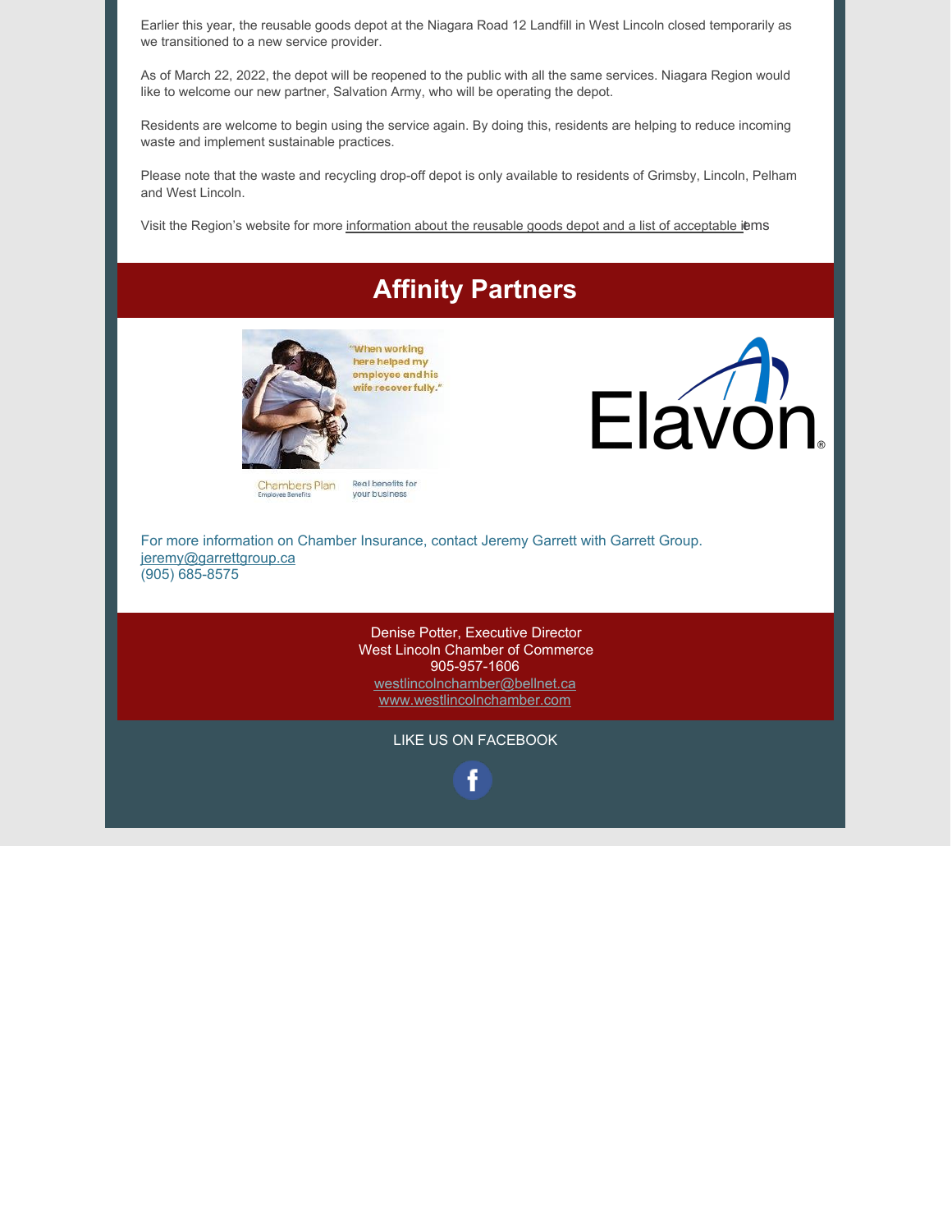Earlier this year, the reusable goods depot at the Niagara Road 12 Landfill in West Lincoln closed temporarily as we transitioned to a new service provider.

As of March 22, 2022, the depot will be reopened to the public with all the same services. Niagara Region would like to welcome our new partner, Salvation Army, who will be operating the depot.

Residents are welcome to begin using the service again. By doing this, residents are helping to reduce incoming waste and implement sustainable practices.

Please note that the waste and recycling drop-off depot is only available to residents of Grimsby, Lincoln, Pelham and West Lincoln.

Visit the Region's website for more information about the reusable goods depot and a list of acceptable items

## Affinity Partners

"When working here helped my employee and his wife recover fully."

Chambers Plan
Employee Benefits

Real benefits for your business

Elavon

For more information on Chamber Insurance, contact Jeremy Garrett with Garrett Group.
jeremy@garrettgroup.ca
(905) 685-8575

Denise Potter, Executive Director
West Lincoln Chamber of Commerce
905-957-1606
westlincolnchamber@bellnet.ca
www.westlincolnchamber.com

LIKE US ON FACEBOOK